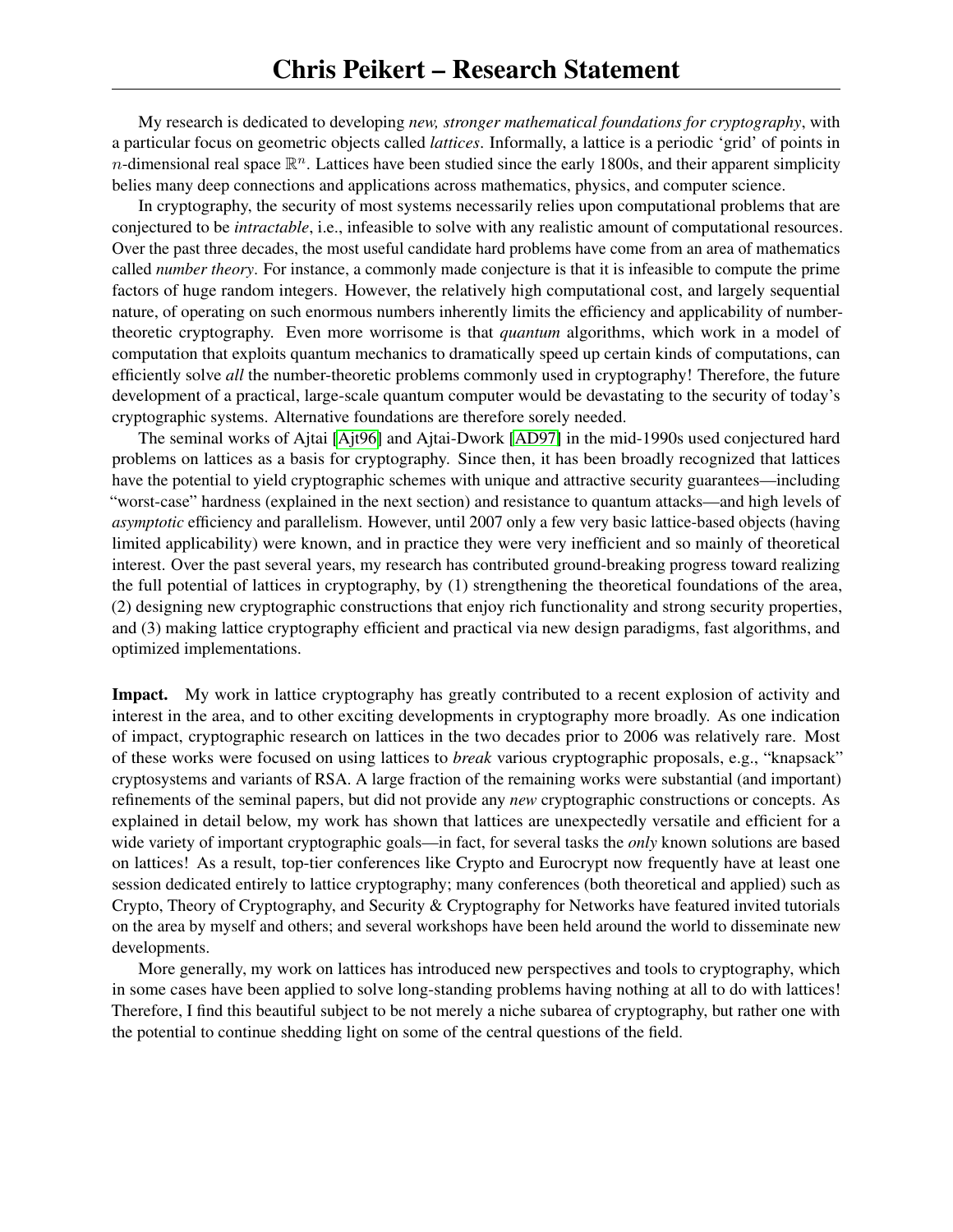# Chris Peikert – Research Statement

My research is dedicated to developing *new, stronger mathematical foundations for cryptography*, with a particular focus on geometric objects called *lattices*. Informally, a lattice is a periodic 'grid' of points in $n$-dimensional real space $\mathbb{R}^n$. Lattices have been studied since the early 1800s, and their apparent simplicity belies many deep connections and applications across mathematics, physics, and computer science.

In cryptography, the security of most systems necessarily relies upon computational problems that are conjectured to be *intractable*, i.e., infeasible to solve with any realistic amount of computational resources. Over the past three decades, the most useful candidate hard problems have come from an area of mathematics called *number theory*. For instance, a commonly made conjecture is that it is infeasible to compute the prime factors of huge random integers. However, the relatively high computational cost, and largely sequential nature, of operating on such enormous numbers inherently limits the efficiency and applicability of number-theoretic cryptography. Even more worrisome is that *quantum* algorithms, which work in a model of computation that exploits quantum mechanics to dramatically speed up certain kinds of computations, can efficiently solve *all* the number-theoretic problems commonly used in cryptography! Therefore, the future development of a practical, large-scale quantum computer would be devastating to the security of today's cryptographic systems. Alternative foundations are therefore sorely needed.

The seminal works of Ajtai [Ajt96] and Ajtai-Dwork [AD97] in the mid-1990s used conjectured hard problems on lattices as a basis for cryptography. Since then, it has been broadly recognized that lattices have the potential to yield cryptographic schemes with unique and attractive security guarantees—including "worst-case" hardness (explained in the next section) and resistance to quantum attacks—and high levels of *asymptotic* efficiency and parallelism. However, until 2007 only a few very basic lattice-based objects (having limited applicability) were known, and in practice they were very inefficient and so mainly of theoretical interest. Over the past several years, my research has contributed ground-breaking progress toward realizing the full potential of lattices in cryptography, by (1) strengthening the theoretical foundations of the area, (2) designing new cryptographic constructions that enjoy rich functionality and strong security properties, and (3) making lattice cryptography efficient and practical via new design paradigms, fast algorithms, and optimized implementations.

**Impact.** My work in lattice cryptography has greatly contributed to a recent explosion of activity and interest in the area, and to other exciting developments in cryptography more broadly. As one indication of impact, cryptographic research on lattices in the two decades prior to 2006 was relatively rare. Most of these works were focused on using lattices to *break* various cryptographic proposals, e.g., "knapsack" cryptosystems and variants of RSA. A large fraction of the remaining works were substantial (and important) refinements of the seminal papers, but did not provide any *new* cryptographic constructions or concepts. As explained in detail below, my work has shown that lattices are unexpectedly versatile and efficient for a wide variety of important cryptographic goals—in fact, for several tasks the *only* known solutions are based on lattices! As a result, top-tier conferences like Crypto and Eurocrypt now frequently have at least one session dedicated entirely to lattice cryptography; many conferences (both theoretical and applied) such as Crypto, Theory of Cryptography, and Security & Cryptography for Networks have featured invited tutorials on the area by myself and others; and several workshops have been held around the world to disseminate new developments.

More generally, my work on lattices has introduced new perspectives and tools to cryptography, which in some cases have been applied to solve long-standing problems having nothing at all to do with lattices! Therefore, I find this beautiful subject to be not merely a niche subarea of cryptography, but rather one with the potential to continue shedding light on some of the central questions of the field.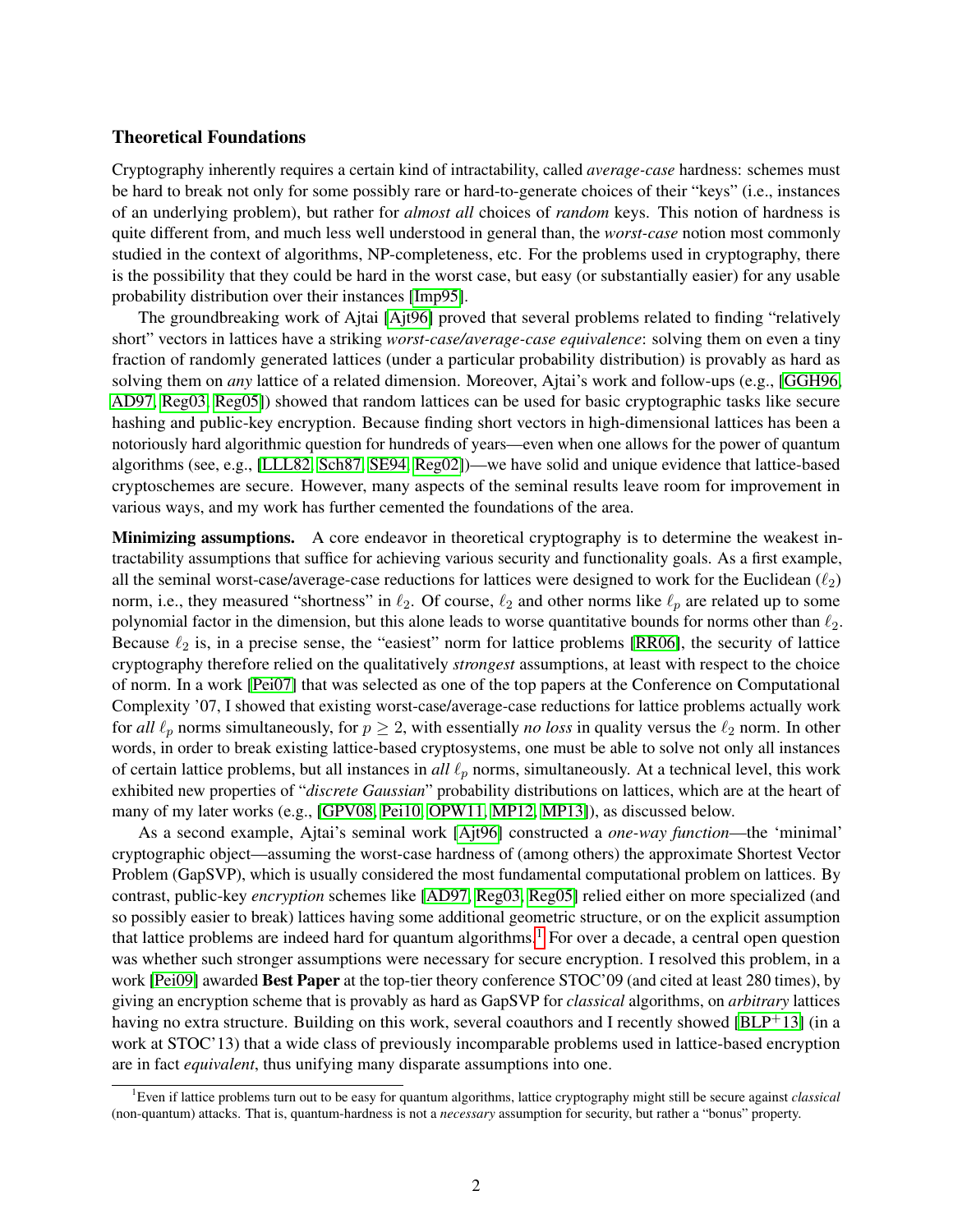### Theoretical Foundations

Cryptography inherently requires a certain kind of intractability, called *average-case* hardness: schemes must be hard to break not only for some possibly rare or hard-to-generate choices of their "keys" (i.e., instances of an underlying problem), but rather for *almost all* choices of *random* keys. This notion of hardness is quite different from, and much less well understood in general than, the *worst-case* notion most commonly studied in the context of algorithms, NP-completeness, etc. For the problems used in cryptography, there is the possibility that they could be hard in the worst case, but easy (or substantially easier) for any usable probability distribution over their instances [Imp95].

The groundbreaking work of Ajtai [Ajt96] proved that several problems related to finding "relatively short" vectors in lattices have a striking *worst-case/average-case equivalence*: solving them on even a tiny fraction of randomly generated lattices (under a particular probability distribution) is provably as hard as solving them on *any* lattice of a related dimension. Moreover, Ajtai's work and follow-ups (e.g., [GGH96, AD97, Reg03, Reg05]) showed that random lattices can be used for basic cryptographic tasks like secure hashing and public-key encryption. Because finding short vectors in high-dimensional lattices has been a notoriously hard algorithmic question for hundreds of years—even when one allows for the power of quantum algorithms (see, e.g., [LLL82, Sch87, SE94, Reg02])—we have solid and unique evidence that lattice-based cryptoschemes are secure. However, many aspects of the seminal results leave room for improvement in various ways, and my work has further cemented the foundations of the area.

**Minimizing assumptions.** A core endeavor in theoretical cryptography is to determine the weakest intractability assumptions that suffice for achieving various security and functionality goals. As a first example, all the seminal worst-case/average-case reductions for lattices were designed to work for the Euclidean ($\ell_2$) norm, i.e., they measured "shortness" in $\ell_2$. Of course, $\ell_2$ and other norms like $\ell_p$ are related up to some polynomial factor in the dimension, but this alone leads to worse quantitative bounds for norms other than $\ell_2$. Because $\ell_2$ is, in a precise sense, the "easiest" norm for lattice problems [RR06], the security of lattice cryptography therefore relied on the qualitatively *strongest* assumptions, at least with respect to the choice of norm. In a work [Pei07] that was selected as one of the top papers at the Conference on Computational Complexity '07, I showed that existing worst-case/average-case reductions for lattice problems actually work for *all* $\ell_p$ norms simultaneously, for $p \geq 2$, with essentially *no loss* in quality versus the $\ell_2$ norm. In other words, in order to break existing lattice-based cryptosystems, one must be able to solve not only all instances of certain lattice problems, but all instances in *all* $\ell_p$ norms, simultaneously. At a technical level, this work exhibited new properties of "*discrete Gaussian*" probability distributions on lattices, which are at the heart of many of my later works (e.g., [GPV08, Pei10, OPW11, MP12, MP13]), as discussed below.

As a second example, Ajtai's seminal work [Ajt96] constructed a *one-way function*—the 'minimal' cryptographic object—assuming the worst-case hardness of (among others) the approximate Shortest Vector Problem (GapSVP), which is usually considered the most fundamental computational problem on lattices. By contrast, public-key *encryption* schemes like [AD97, Reg03, Reg05] relied either on more specialized (and so possibly easier to break) lattices having some additional geometric structure, or on the explicit assumption that lattice problems are indeed hard for quantum algorithms.[1] For over a decade, a central open question was whether such stronger assumptions were necessary for secure encryption. I resolved this problem, in a work [Pei09] awarded **Best Paper** at the top-tier theory conference STOC'09 (and cited at least 280 times), by giving an encryption scheme that is provably as hard as GapSVP for *classical* algorithms, on *arbitrary* lattices having no extra structure. Building on this work, several coauthors and I recently showed [BLP+13] (in a work at STOC'13) that a wide class of previously incomparable problems used in lattice-based encryption are in fact *equivalent*, thus unifying many disparate assumptions into one.

[1] Even if lattice problems turn out to be easy for quantum algorithms, lattice cryptography might still be secure against *classical* (non-quantum) attacks. That is, quantum-hardness is not a *necessary* assumption for security, but rather a "bonus" property.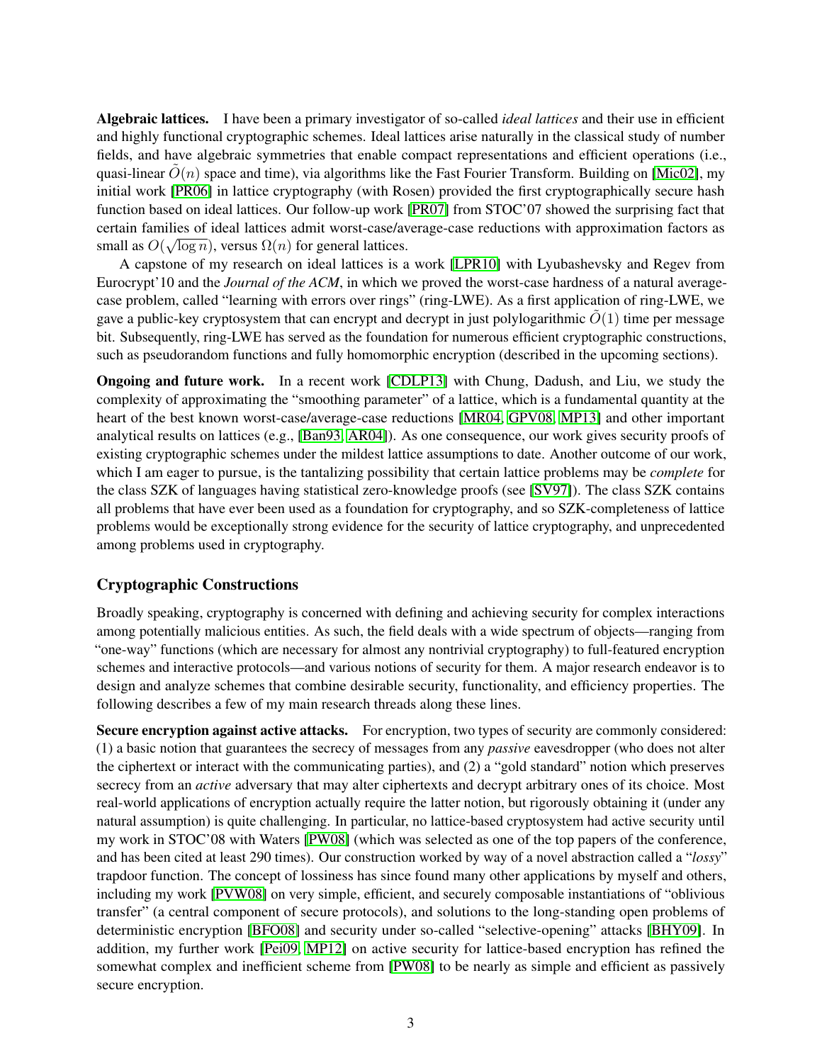**Algebraic lattices.** I have been a primary investigator of so-called *ideal lattices* and their use in efficient and highly functional cryptographic schemes. Ideal lattices arise naturally in the classical study of number fields, and have algebraic symmetries that enable compact representations and efficient operations (i.e., quasi-linear $\tilde{O}(n)$ space and time), via algorithms like the Fast Fourier Transform. Building on [Mic02], my initial work [PR06] in lattice cryptography (with Rosen) provided the first cryptographically secure hash function based on ideal lattices. Our follow-up work [PR07] from STOC'07 showed the surprising fact that certain families of ideal lattices admit worst-case/average-case reductions with approximation factors as small as $O(\sqrt{\log n})$, versus $\Omega(n)$ for general lattices.

A capstone of my research on ideal lattices is a work [LPR10] with Lyubashevsky and Regev from Eurocrypt'10 and the *Journal of the ACM*, in which we proved the worst-case hardness of a natural average-case problem, called "learning with errors over rings" (ring-LWE). As a first application of ring-LWE, we gave a public-key cryptosystem that can encrypt and decrypt in just polylogarithmic $\tilde{O}(1)$ time per message bit. Subsequently, ring-LWE has served as the foundation for numerous efficient cryptographic constructions, such as pseudorandom functions and fully homomorphic encryption (described in the upcoming sections).

**Ongoing and future work.** In a recent work [CDLP13] with Chung, Dadush, and Liu, we study the complexity of approximating the "smoothing parameter" of a lattice, which is a fundamental quantity at the heart of the best known worst-case/average-case reductions [MR04, GPV08, MP13] and other important analytical results on lattices (e.g., [Ban93, AR04]). As one consequence, our work gives security proofs of existing cryptographic schemes under the mildest lattice assumptions to date. Another outcome of our work, which I am eager to pursue, is the tantalizing possibility that certain lattice problems may be *complete* for the class SZK of languages having statistical zero-knowledge proofs (see [SV97]). The class SZK contains all problems that have ever been used as a foundation for cryptography, and so SZK-completeness of lattice problems would be exceptionally strong evidence for the security of lattice cryptography, and unprecedented among problems used in cryptography.

## Cryptographic Constructions

Broadly speaking, cryptography is concerned with defining and achieving security for complex interactions among potentially malicious entities. As such, the field deals with a wide spectrum of objects—ranging from "one-way" functions (which are necessary for almost any nontrivial cryptography) to full-featured encryption schemes and interactive protocols—and various notions of security for them. A major research endeavor is to design and analyze schemes that combine desirable security, functionality, and efficiency properties. The following describes a few of my main research threads along these lines.

**Secure encryption against active attacks.** For encryption, two types of security are commonly considered: (1) a basic notion that guarantees the secrecy of messages from any *passive* eavesdropper (who does not alter the ciphertext or interact with the communicating parties), and (2) a "gold standard" notion which preserves secrecy from an *active* adversary that may alter ciphertexts and decrypt arbitrary ones of its choice. Most real-world applications of encryption actually require the latter notion, but rigorously obtaining it (under any natural assumption) is quite challenging. In particular, no lattice-based cryptosystem had active security until my work in STOC'08 with Waters [PW08] (which was selected as one of the top papers of the conference, and has been cited at least 290 times). Our construction worked by way of a novel abstraction called a "*lossy*" trapdoor function. The concept of lossiness has since found many other applications by myself and others, including my work [PVW08] on very simple, efficient, and securely composable instantiations of "oblivious transfer" (a central component of secure protocols), and solutions to the long-standing open problems of deterministic encryption [BFO08] and security under so-called "selective-opening" attacks [BHY09]. In addition, my further work [Pei09, MP12] on active security for lattice-based encryption has refined the somewhat complex and inefficient scheme from [PW08] to be nearly as simple and efficient as passively secure encryption.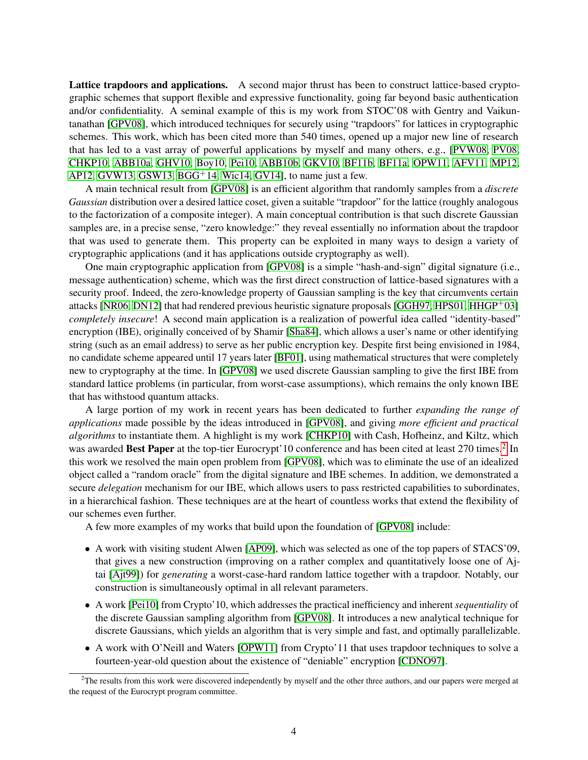**Lattice trapdoors and applications.** A second major thrust has been to construct lattice-based cryptographic schemes that support flexible and expressive functionality, going far beyond basic authentication and/or confidentiality. A seminal example of this is my work from STOC'08 with Gentry and Vaikuntanathan [GPV08], which introduced techniques for securely using "trapdoors" for lattices in cryptographic schemes. This work, which has been cited more than 540 times, opened up a major new line of research that has led to a vast array of powerful applications by myself and many others, e.g., [PVW08, PV08, CHKP10, ABB10a, GHV10, Boy10, Pei10, ABB10b, GKV10, BF11b, BF11a, OPW11, AFV11, MP12, AP12, GVW13, GSW13, BGG+14, Wic14, GV14], to name just a few.

A main technical result from [GPV08] is an efficient algorithm that randomly samples from a *discrete Gaussian* distribution over a desired lattice coset, given a suitable "trapdoor" for the lattice (roughly analogous to the factorization of a composite integer). A main conceptual contribution is that such discrete Gaussian samples are, in a precise sense, "zero knowledge:" they reveal essentially no information about the trapdoor that was used to generate them. This property can be exploited in many ways to design a variety of cryptographic applications (and it has applications outside cryptography as well).

One main cryptographic application from [GPV08] is a simple "hash-and-sign" digital signature (i.e., message authentication) scheme, which was the first direct construction of lattice-based signatures with a security proof. Indeed, the zero-knowledge property of Gaussian sampling is the key that circumvents certain attacks [NR06, DN12] that had rendered previous heuristic signature proposals [GGH97, HPS01, HHGP+03] *completely insecure*! A second main application is a realization of powerful idea called "identity-based" encryption (IBE), originally conceived of by Shamir [Sha84], which allows a user's name or other identifying string (such as an email address) to serve as her public encryption key. Despite first being envisioned in 1984, no candidate scheme appeared until 17 years later [BF01], using mathematical structures that were completely new to cryptography at the time. In [GPV08] we used discrete Gaussian sampling to give the first IBE from standard lattice problems (in particular, from worst-case assumptions), which remains the only known IBE that has withstood quantum attacks.

A large portion of my work in recent years has been dedicated to further *expanding the range of applications* made possible by the ideas introduced in [GPV08], and giving *more efficient and practical algorithms* to instantiate them. A highlight is my work [CHKP10] with Cash, Hofheinz, and Kiltz, which was awarded **Best Paper** at the top-tier Eurocrypt'10 conference and has been cited at least 270 times.[2] In this work we resolved the main open problem from [GPV08], which was to eliminate the use of an idealized object called a "random oracle" from the digital signature and IBE schemes. In addition, we demonstrated a secure *delegation* mechanism for our IBE, which allows users to pass restricted capabilities to subordinates, in a hierarchical fashion. These techniques are at the heart of countless works that extend the flexibility of our schemes even further.

A few more examples of my works that build upon the foundation of [GPV08] include:

- A work with visiting student Alwen [AP09], which was selected as one of the top papers of STACS'09, that gives a new construction (improving on a rather complex and quantitatively loose one of Ajtai [Ajt99]) for *generating* a worst-case-hard random lattice together with a trapdoor. Notably, our construction is simultaneously optimal in all relevant parameters.
- A work [Pei10] from Crypto'10, which addresses the practical inefficiency and inherent *sequentiality* of the discrete Gaussian sampling algorithm from [GPV08]. It introduces a new analytical technique for discrete Gaussians, which yields an algorithm that is very simple and fast, and optimally parallelizable.
- A work with O'Neill and Waters [OPW11] from Crypto'11 that uses trapdoor techniques to solve a fourteen-year-old question about the existence of "deniable" encryption [CDNO97].

[2] The results from this work were discovered independently by myself and the other three authors, and our papers were merged at the request of the Eurocrypt program committee.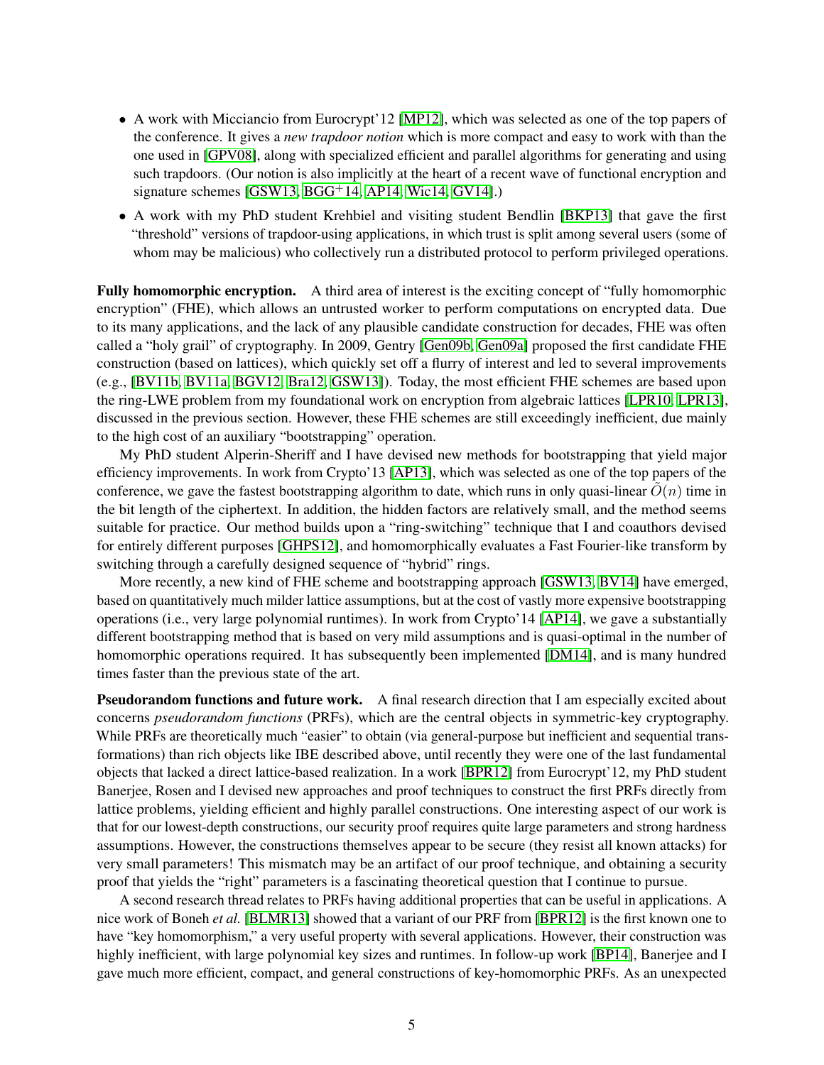- A work with Micciancio from Eurocrypt'12 [MP12], which was selected as one of the top papers of the conference. It gives a *new trapdoor notion* which is more compact and easy to work with than the one used in [GPV08], along with specialized efficient and parallel algorithms for generating and using such trapdoors. (Our notion is also implicitly at the heart of a recent wave of functional encryption and signature schemes [GSW13, BGG+14, AP14, Wic14, GV14].)
- A work with my PhD student Krehbiel and visiting student Bendlin [BKP13] that gave the first "threshold" versions of trapdoor-using applications, in which trust is split among several users (some of whom may be malicious) who collectively run a distributed protocol to perform privileged operations.

**Fully homomorphic encryption.** A third area of interest is the exciting concept of "fully homomorphic encryption" (FHE), which allows an untrusted worker to perform computations on encrypted data. Due to its many applications, and the lack of any plausible candidate construction for decades, FHE was often called a "holy grail" of cryptography. In 2009, Gentry [Gen09b, Gen09a] proposed the first candidate FHE construction (based on lattices), which quickly set off a flurry of interest and led to several improvements (e.g., [BV11b, BV11a, BGV12, Bra12, GSW13]). Today, the most efficient FHE schemes are based upon the ring-LWE problem from my foundational work on encryption from algebraic lattices [LPR10, LPR13], discussed in the previous section. However, these FHE schemes are still exceedingly inefficient, due mainly to the high cost of an auxiliary "bootstrapping" operation.

My PhD student Alperin-Sheriff and I have devised new methods for bootstrapping that yield major efficiency improvements. In work from Crypto'13 [AP13], which was selected as one of the top papers of the conference, we gave the fastest bootstrapping algorithm to date, which runs in only quasi-linear $\tilde{O}(n)$ time in the bit length of the ciphertext. In addition, the hidden factors are relatively small, and the method seems suitable for practice. Our method builds upon a "ring-switching" technique that I and coauthors devised for entirely different purposes [GHPS12], and homomorphically evaluates a Fast Fourier-like transform by switching through a carefully designed sequence of "hybrid" rings.

More recently, a new kind of FHE scheme and bootstrapping approach [GSW13, BV14] have emerged, based on quantitatively much milder lattice assumptions, but at the cost of vastly more expensive bootstrapping operations (i.e., very large polynomial runtimes). In work from Crypto'14 [AP14], we gave a substantially different bootstrapping method that is based on very mild assumptions and is quasi-optimal in the number of homomorphic operations required. It has subsequently been implemented [DM14], and is many hundred times faster than the previous state of the art.

**Pseudorandom functions and future work.** A final research direction that I am especially excited about concerns *pseudorandom functions* (PRFs), which are the central objects in symmetric-key cryptography. While PRFs are theoretically much "easier" to obtain (via general-purpose but inefficient and sequential transformations) than rich objects like IBE described above, until recently they were one of the last fundamental objects that lacked a direct lattice-based realization. In a work [BPR12] from Eurocrypt'12, my PhD student Banerjee, Rosen and I devised new approaches and proof techniques to construct the first PRFs directly from lattice problems, yielding efficient and highly parallel constructions. One interesting aspect of our work is that for our lowest-depth constructions, our security proof requires quite large parameters and strong hardness assumptions. However, the constructions themselves appear to be secure (they resist all known attacks) for very small parameters! This mismatch may be an artifact of our proof technique, and obtaining a security proof that yields the "right" parameters is a fascinating theoretical question that I continue to pursue.

A second research thread relates to PRFs having additional properties that can be useful in applications. A nice work of Boneh *et al.* [BLMR13] showed that a variant of our PRF from [BPR12] is the first known one to have "key homomorphism," a very useful property with several applications. However, their construction was highly inefficient, with large polynomial key sizes and runtimes. In follow-up work [BP14], Banerjee and I gave much more efficient, compact, and general constructions of key-homomorphic PRFs. As an unexpected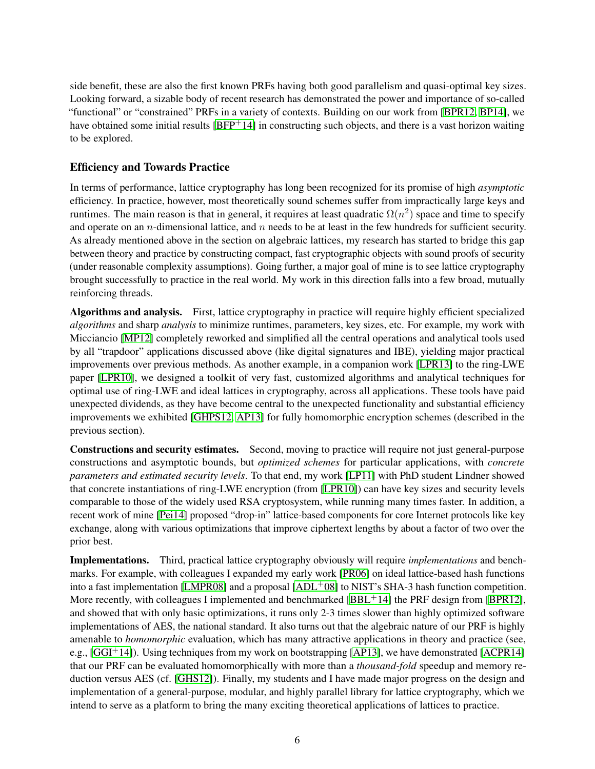side benefit, these are also the first known PRFs having both good parallelism and quasi-optimal key sizes. Looking forward, a sizable body of recent research has demonstrated the power and importance of so-called "functional" or "constrained" PRFs in a variety of contexts. Building on our work from [BPR12, BP14], we have obtained some initial results [BFP+14] in constructing such objects, and there is a vast horizon waiting to be explored.

### Efficiency and Towards Practice

In terms of performance, lattice cryptography has long been recognized for its promise of high *asymptotic* efficiency. In practice, however, most theoretically sound schemes suffer from impractically large keys and runtimes. The main reason is that in general, it requires at least quadratic $\Omega(n^2)$ space and time to specify and operate on an $n$-dimensional lattice, and $n$ needs to be at least in the few hundreds for sufficient security. As already mentioned above in the section on algebraic lattices, my research has started to bridge this gap between theory and practice by constructing compact, fast cryptographic objects with sound proofs of security (under reasonable complexity assumptions). Going further, a major goal of mine is to see lattice cryptography brought successfully to practice in the real world. My work in this direction falls into a few broad, mutually reinforcing threads.

**Algorithms and analysis.** First, lattice cryptography in practice will require highly efficient specialized *algorithms* and sharp *analysis* to minimize runtimes, parameters, key sizes, etc. For example, my work with Micciancio [MP12] completely reworked and simplified all the central operations and analytical tools used by all "trapdoor" applications discussed above (like digital signatures and IBE), yielding major practical improvements over previous methods. As another example, in a companion work [LPR13] to the ring-LWE paper [LPR10], we designed a toolkit of very fast, customized algorithms and analytical techniques for optimal use of ring-LWE and ideal lattices in cryptography, across all applications. These tools have paid unexpected dividends, as they have become central to the unexpected functionality and substantial efficiency improvements we exhibited [GHPS12, AP13] for fully homomorphic encryption schemes (described in the previous section).

**Constructions and security estimates.** Second, moving to practice will require not just general-purpose constructions and asymptotic bounds, but *optimized schemes* for particular applications, with *concrete parameters and estimated security levels*. To that end, my work [LP11] with PhD student Lindner showed that concrete instantiations of ring-LWE encryption (from [LPR10]) can have key sizes and security levels comparable to those of the widely used RSA cryptosystem, while running many times faster. In addition, a recent work of mine [Pei14] proposed "drop-in" lattice-based components for core Internet protocols like key exchange, along with various optimizations that improve ciphertext lengths by about a factor of two over the prior best.

**Implementations.** Third, practical lattice cryptography obviously will require *implementations* and benchmarks. For example, with colleagues I expanded my early work [PR06] on ideal lattice-based hash functions into a fast implementation [LMPR08] and a proposal [ADL+08] to NIST's SHA-3 hash function competition. More recently, with colleagues I implemented and benchmarked [BBL+14] the PRF design from [BPR12], and showed that with only basic optimizations, it runs only 2-3 times slower than highly optimized software implementations of AES, the national standard. It also turns out that the algebraic nature of our PRF is highly amenable to *homomorphic* evaluation, which has many attractive applications in theory and practice (see, e.g., [GGI+14]). Using techniques from my work on bootstrapping [AP13], we have demonstrated [ACPR14] that our PRF can be evaluated homomorphically with more than a *thousand-fold* speedup and memory reduction versus AES (cf. [GHS12]). Finally, my students and I have made major progress on the design and implementation of a general-purpose, modular, and highly parallel library for lattice cryptography, which we intend to serve as a platform to bring the many exciting theoretical applications of lattices to practice.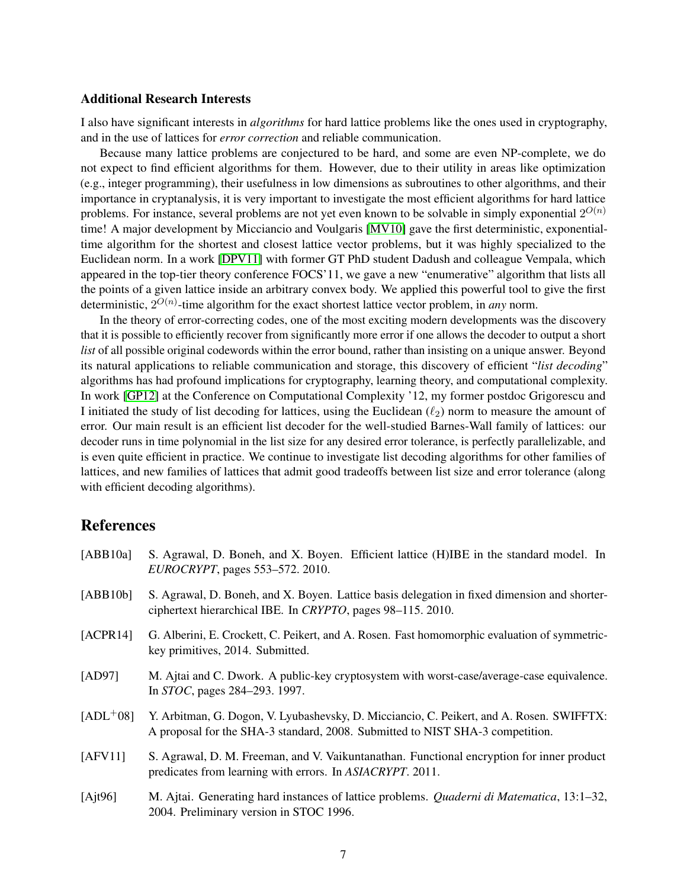### Additional Research Interests

I also have significant interests in *algorithms* for hard lattice problems like the ones used in cryptography, and in the use of lattices for *error correction* and reliable communication.

Because many lattice problems are conjectured to be hard, and some are even NP-complete, we do not expect to find efficient algorithms for them. However, due to their utility in areas like optimization (e.g., integer programming), their usefulness in low dimensions as subroutines to other algorithms, and their importance in cryptanalysis, it is very important to investigate the most efficient algorithms for hard lattice problems. For instance, several problems are not yet even known to be solvable in simply exponential $2^{O(n)}$ time! A major development by Micciancio and Voulgaris [MV10] gave the first deterministic, exponential-time algorithm for the shortest and closest lattice vector problems, but it was highly specialized to the Euclidean norm. In a work [DPV11] with former GT PhD student Dadush and colleague Vempala, which appeared in the top-tier theory conference FOCS'11, we gave a new "enumerative" algorithm that lists all the points of a given lattice inside an arbitrary convex body. We applied this powerful tool to give the first deterministic, $2^{O(n)}$-time algorithm for the exact shortest lattice vector problem, in *any* norm.

In the theory of error-correcting codes, one of the most exciting modern developments was the discovery that it is possible to efficiently recover from significantly more error if one allows the decoder to output a short *list* of all possible original codewords within the error bound, rather than insisting on a unique answer. Beyond its natural applications to reliable communication and storage, this discovery of efficient "*list decoding*" algorithms has had profound implications for cryptography, learning theory, and computational complexity. In work [GP12] at the Conference on Computational Complexity '12, my former postdoc Grigorescu and I initiated the study of list decoding for lattices, using the Euclidean ($\ell_2$) norm to measure the amount of error. Our main result is an efficient list decoder for the well-studied Barnes-Wall family of lattices: our decoder runs in time polynomial in the list size for any desired error tolerance, is perfectly parallelizable, and is even quite efficient in practice. We continue to investigate list decoding algorithms for other families of lattices, and new families of lattices that admit good tradeoffs between list size and error tolerance (along with efficient decoding algorithms).

## References

[ABB10a] S. Agrawal, D. Boneh, and X. Boyen. Efficient lattice (H)IBE in the standard model. In *EUROCRYPT*, pages 553–572. 2010.

[ABB10b] S. Agrawal, D. Boneh, and X. Boyen. Lattice basis delegation in fixed dimension and shorter-ciphertext hierarchical IBE. In *CRYPTO*, pages 98–115. 2010.

[ACPR14] G. Alberini, E. Crockett, C. Peikert, and A. Rosen. Fast homomorphic evaluation of symmetric-key primitives, 2014. Submitted.

[AD97] M. Ajtai and C. Dwork. A public-key cryptosystem with worst-case/average-case equivalence. In *STOC*, pages 284–293. 1997.

[ADL+08] Y. Arbitman, G. Dogon, V. Lyubashevsky, D. Micciancio, C. Peikert, and A. Rosen. SWIFFTX: A proposal for the SHA-3 standard, 2008. Submitted to NIST SHA-3 competition.

[AFV11] S. Agrawal, D. M. Freeman, and V. Vaikuntanathan. Functional encryption for inner product predicates from learning with errors. In *ASIACRYPT*. 2011.

[Ajt96] M. Ajtai. Generating hard instances of lattice problems. *Quaderni di Matematica*, 13:1–32, 2004. Preliminary version in STOC 1996.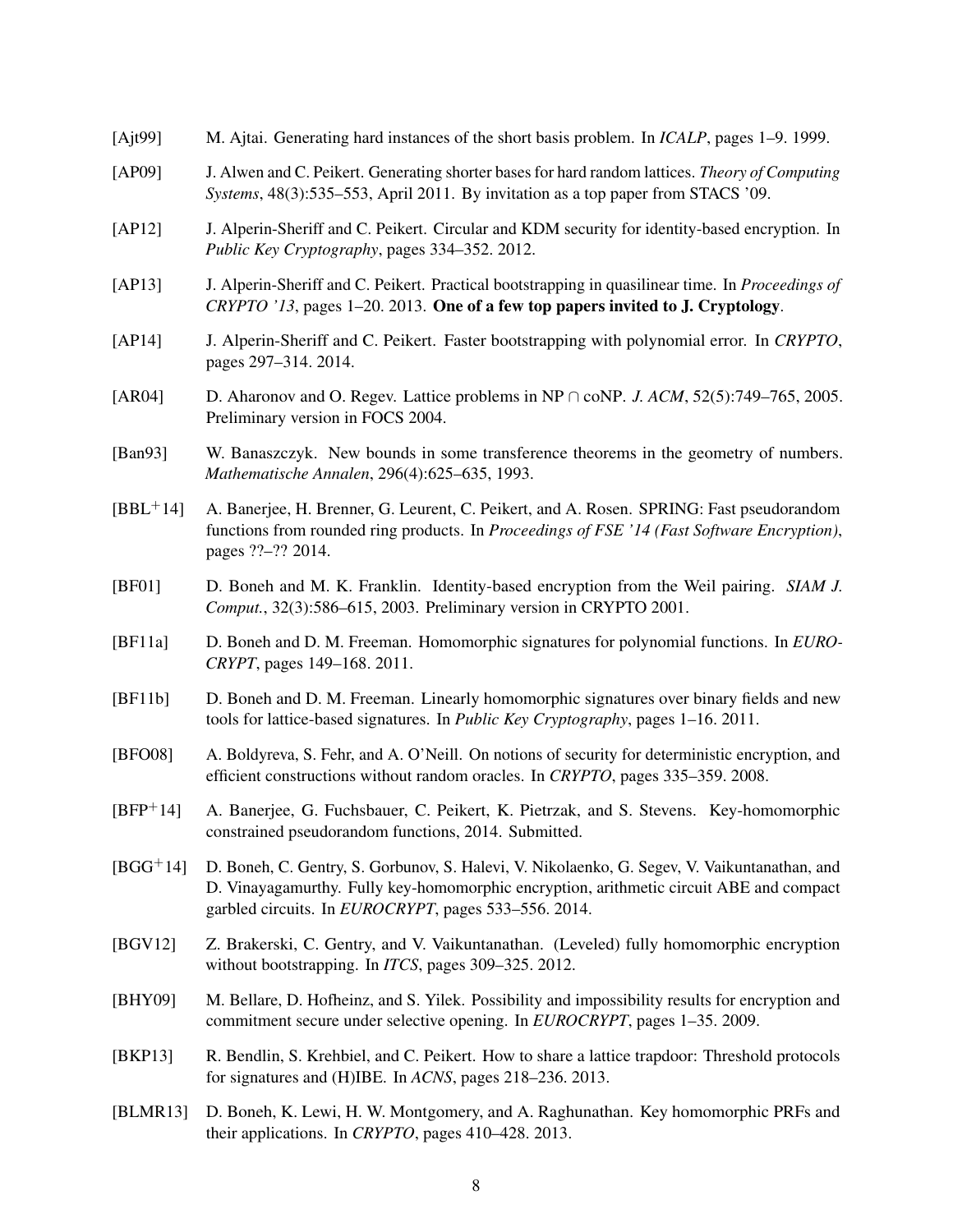[Ajt99] M. Ajtai. Generating hard instances of the short basis problem. In *ICALP*, pages 1–9. 1999.

[AP09] J. Alwen and C. Peikert. Generating shorter bases for hard random lattices. *Theory of Computing Systems*, 48(3):535–553, April 2011. By invitation as a top paper from STACS '09.

[AP12] J. Alperin-Sheriff and C. Peikert. Circular and KDM security for identity-based encryption. In *Public Key Cryptography*, pages 334–352. 2012.

[AP13] J. Alperin-Sheriff and C. Peikert. Practical bootstrapping in quasilinear time. In *Proceedings of CRYPTO '13*, pages 1–20. 2013. **One of a few top papers invited to J. Cryptology**.

[AP14] J. Alperin-Sheriff and C. Peikert. Faster bootstrapping with polynomial error. In *CRYPTO*, pages 297–314. 2014.

[AR04] D. Aharonov and O. Regev. Lattice problems in NP $\cap$ coNP. *J. ACM*, 52(5):749–765, 2005. Preliminary version in FOCS 2004.

[Ban93] W. Banaszczyk. New bounds in some transference theorems in the geometry of numbers. *Mathematische Annalen*, 296(4):625–635, 1993.

[BBL+14] A. Banerjee, H. Brenner, G. Leurent, C. Peikert, and A. Rosen. SPRING: Fast pseudorandom functions from rounded ring products. In *Proceedings of FSE '14 (Fast Software Encryption)*, pages ??–?? 2014.

[BF01] D. Boneh and M. K. Franklin. Identity-based encryption from the Weil pairing. *SIAM J. Comput.*, 32(3):586–615, 2003. Preliminary version in CRYPTO 2001.

[BF11a] D. Boneh and D. M. Freeman. Homomorphic signatures for polynomial functions. In *EUROCRYPT*, pages 149–168. 2011.

[BF11b] D. Boneh and D. M. Freeman. Linearly homomorphic signatures over binary fields and new tools for lattice-based signatures. In *Public Key Cryptography*, pages 1–16. 2011.

[BFO08] A. Boldyreva, S. Fehr, and A. O'Neill. On notions of security for deterministic encryption, and efficient constructions without random oracles. In *CRYPTO*, pages 335–359. 2008.

[BFP+14] A. Banerjee, G. Fuchsbauer, C. Peikert, K. Pietrzak, and S. Stevens. Key-homomorphic constrained pseudorandom functions, 2014. Submitted.

[BGG+14] D. Boneh, C. Gentry, S. Gorbunov, S. Halevi, V. Nikolaenko, G. Segev, V. Vaikuntanathan, and D. Vinayagamurthy. Fully key-homomorphic encryption, arithmetic circuit ABE and compact garbled circuits. In *EUROCRYPT*, pages 533–556. 2014.

[BGV12] Z. Brakerski, C. Gentry, and V. Vaikuntanathan. (Leveled) fully homomorphic encryption without bootstrapping. In *ITCS*, pages 309–325. 2012.

[BHY09] M. Bellare, D. Hofheinz, and S. Yilek. Possibility and impossibility results for encryption and commitment secure under selective opening. In *EUROCRYPT*, pages 1–35. 2009.

[BKP13] R. Bendlin, S. Krehbiel, and C. Peikert. How to share a lattice trapdoor: Threshold protocols for signatures and (H)IBE. In *ACNS*, pages 218–236. 2013.

[BLMR13] D. Boneh, K. Lewi, H. W. Montgomery, and A. Raghunathan. Key homomorphic PRFs and their applications. In *CRYPTO*, pages 410–428. 2013.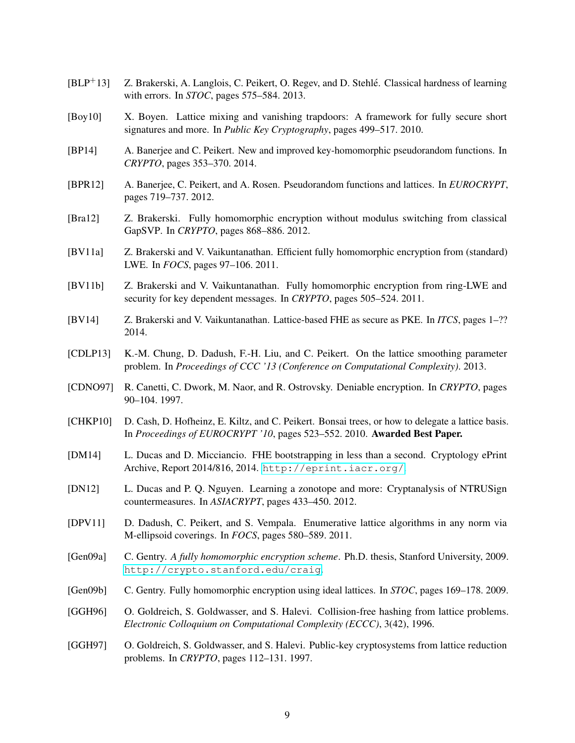[BLP$^+$13] Z. Brakerski, A. Langlois, C. Peikert, O. Regev, and D. Stehlé. Classical hardness of learning with errors. In *STOC*, pages 575–584. 2013.

[Boy10] X. Boyen. Lattice mixing and vanishing trapdoors: A framework for fully secure short signatures and more. In *Public Key Cryptography*, pages 499–517. 2010.

[BP14] A. Banerjee and C. Peikert. New and improved key-homomorphic pseudorandom functions. In *CRYPTO*, pages 353–370. 2014.

[BPR12] A. Banerjee, C. Peikert, and A. Rosen. Pseudorandom functions and lattices. In *EUROCRYPT*, pages 719–737. 2012.

[Bra12] Z. Brakerski. Fully homomorphic encryption without modulus switching from classical GapSVP. In *CRYPTO*, pages 868–886. 2012.

[BV11a] Z. Brakerski and V. Vaikuntanathan. Efficient fully homomorphic encryption from (standard) LWE. In *FOCS*, pages 97–106. 2011.

[BV11b] Z. Brakerski and V. Vaikuntanathan. Fully homomorphic encryption from ring-LWE and security for key dependent messages. In *CRYPTO*, pages 505–524. 2011.

[BV14] Z. Brakerski and V. Vaikuntanathan. Lattice-based FHE as secure as PKE. In *ITCS*, pages 1–?? 2014.

[CDLP13] K.-M. Chung, D. Dadush, F.-H. Liu, and C. Peikert. On the lattice smoothing parameter problem. In *Proceedings of CCC '13 (Conference on Computational Complexity)*. 2013.

[CDNO97] R. Canetti, C. Dwork, M. Naor, and R. Ostrovsky. Deniable encryption. In *CRYPTO*, pages 90–104. 1997.

[CHKP10] D. Cash, D. Hofheinz, E. Kiltz, and C. Peikert. Bonsai trees, or how to delegate a lattice basis. In *Proceedings of EUROCRYPT '10*, pages 523–552. 2010. **Awarded Best Paper.**

[DM14] L. Ducas and D. Micciancio. FHE bootstrapping in less than a second. Cryptology ePrint Archive, Report 2014/816, 2014. http://eprint.iacr.org/.

[DN12] L. Ducas and P. Q. Nguyen. Learning a zonotope and more: Cryptanalysis of NTRUSign countermeasures. In *ASIACRYPT*, pages 433–450. 2012.

[DPV11] D. Dadush, C. Peikert, and S. Vempala. Enumerative lattice algorithms in any norm via M-ellipsoid coverings. In *FOCS*, pages 580–589. 2011.

[Gen09a] C. Gentry. *A fully homomorphic encryption scheme*. Ph.D. thesis, Stanford University, 2009. http://crypto.stanford.edu/craig.

[Gen09b] C. Gentry. Fully homomorphic encryption using ideal lattices. In *STOC*, pages 169–178. 2009.

[GGH96] O. Goldreich, S. Goldwasser, and S. Halevi. Collision-free hashing from lattice problems. *Electronic Colloquium on Computational Complexity (ECCC)*, 3(42), 1996.

[GGH97] O. Goldreich, S. Goldwasser, and S. Halevi. Public-key cryptosystems from lattice reduction problems. In *CRYPTO*, pages 112–131. 1997.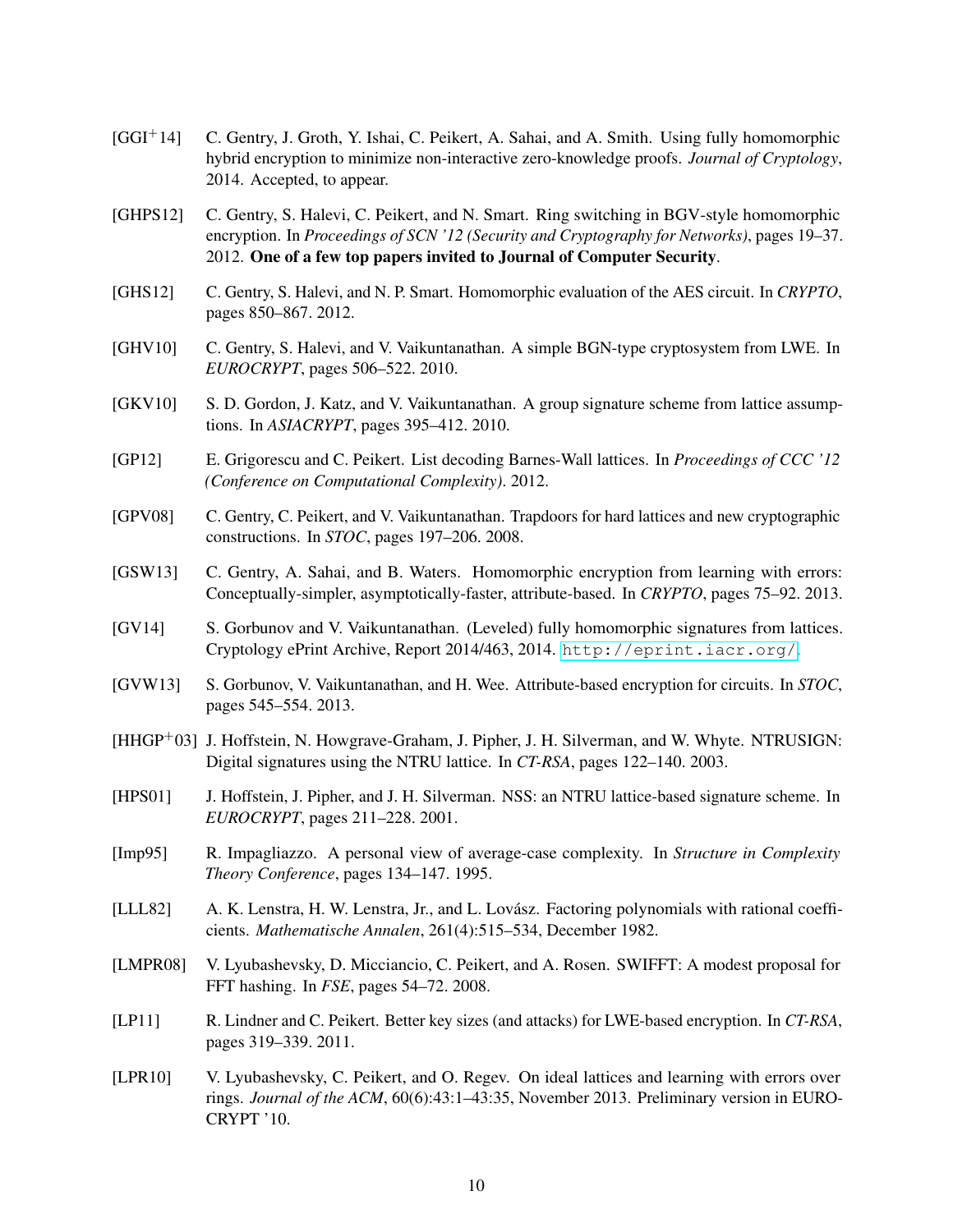[GGI+14] C. Gentry, J. Groth, Y. Ishai, C. Peikert, A. Sahai, and A. Smith. Using fully homomorphic hybrid encryption to minimize non-interactive zero-knowledge proofs. *Journal of Cryptology*, 2014. Accepted, to appear.

[GHPS12] C. Gentry, S. Halevi, C. Peikert, and N. Smart. Ring switching in BGV-style homomorphic encryption. In *Proceedings of SCN '12 (Security and Cryptography for Networks)*, pages 19–37. 2012. **One of a few top papers invited to Journal of Computer Security**.

[GHS12] C. Gentry, S. Halevi, and N. P. Smart. Homomorphic evaluation of the AES circuit. In *CRYPTO*, pages 850–867. 2012.

[GHV10] C. Gentry, S. Halevi, and V. Vaikuntanathan. A simple BGN-type cryptosystem from LWE. In *EUROCRYPT*, pages 506–522. 2010.

[GKV10] S. D. Gordon, J. Katz, and V. Vaikuntanathan. A group signature scheme from lattice assumptions. In *ASIACRYPT*, pages 395–412. 2010.

[GP12] E. Grigorescu and C. Peikert. List decoding Barnes-Wall lattices. In *Proceedings of CCC '12 (Conference on Computational Complexity)*. 2012.

[GPV08] C. Gentry, C. Peikert, and V. Vaikuntanathan. Trapdoors for hard lattices and new cryptographic constructions. In *STOC*, pages 197–206. 2008.

[GSW13] C. Gentry, A. Sahai, and B. Waters. Homomorphic encryption from learning with errors: Conceptually-simpler, asymptotically-faster, attribute-based. In *CRYPTO*, pages 75–92. 2013.

[GV14] S. Gorbunov and V. Vaikuntanathan. (Leveled) fully homomorphic signatures from lattices. Cryptology ePrint Archive, Report 2014/463, 2014. http://eprint.iacr.org/.

[GVW13] S. Gorbunov, V. Vaikuntanathan, and H. Wee. Attribute-based encryption for circuits. In *STOC*, pages 545–554. 2013.

[HHGP+03] J. Hoffstein, N. Howgrave-Graham, J. Pipher, J. H. Silverman, and W. Whyte. NTRUSIGN: Digital signatures using the NTRU lattice. In *CT-RSA*, pages 122–140. 2003.

[HPS01] J. Hoffstein, J. Pipher, and J. H. Silverman. NSS: an NTRU lattice-based signature scheme. In *EUROCRYPT*, pages 211–228. 2001.

[Imp95] R. Impagliazzo. A personal view of average-case complexity. In *Structure in Complexity Theory Conference*, pages 134–147. 1995.

[LLL82] A. K. Lenstra, H. W. Lenstra, Jr., and L. Lovász. Factoring polynomials with rational coefficients. *Mathematische Annalen*, 261(4):515–534, December 1982.

[LMPR08] V. Lyubashevsky, D. Micciancio, C. Peikert, and A. Rosen. SWIFFT: A modest proposal for FFT hashing. In *FSE*, pages 54–72. 2008.

[LP11] R. Lindner and C. Peikert. Better key sizes (and attacks) for LWE-based encryption. In *CT-RSA*, pages 319–339. 2011.

[LPR10] V. Lyubashevsky, C. Peikert, and O. Regev. On ideal lattices and learning with errors over rings. *Journal of the ACM*, 60(6):43:1–43:35, November 2013. Preliminary version in EUROCRYPT '10.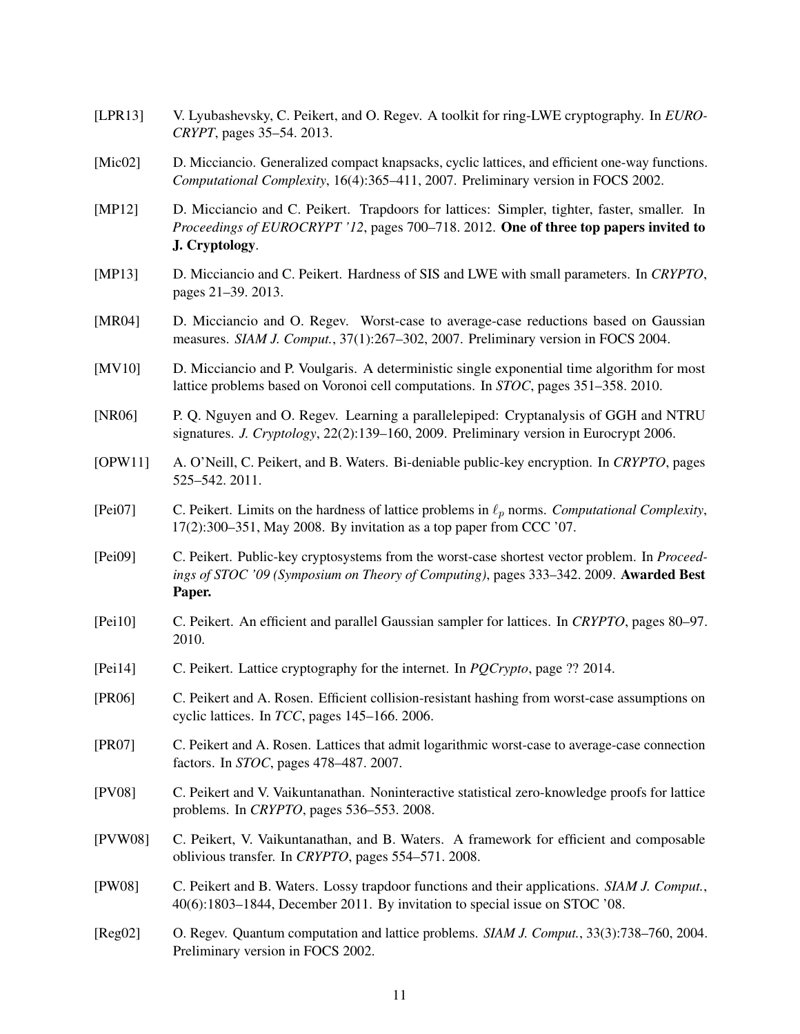[LPR13] V. Lyubashevsky, C. Peikert, and O. Regev. A toolkit for ring-LWE cryptography. In *EUROCRYPT*, pages 35–54. 2013.

[Mic02] D. Micciancio. Generalized compact knapsacks, cyclic lattices, and efficient one-way functions. *Computational Complexity*, 16(4):365–411, 2007. Preliminary version in FOCS 2002.

[MP12] D. Micciancio and C. Peikert. Trapdoors for lattices: Simpler, tighter, faster, smaller. In *Proceedings of EUROCRYPT '12*, pages 700–718. 2012. **One of three top papers invited to J. Cryptology**.

[MP13] D. Micciancio and C. Peikert. Hardness of SIS and LWE with small parameters. In *CRYPTO*, pages 21–39. 2013.

[MR04] D. Micciancio and O. Regev. Worst-case to average-case reductions based on Gaussian measures. *SIAM J. Comput.*, 37(1):267–302, 2007. Preliminary version in FOCS 2004.

[MV10] D. Micciancio and P. Voulgaris. A deterministic single exponential time algorithm for most lattice problems based on Voronoi cell computations. In *STOC*, pages 351–358. 2010.

[NR06] P. Q. Nguyen and O. Regev. Learning a parallelepiped: Cryptanalysis of GGH and NTRU signatures. *J. Cryptology*, 22(2):139–160, 2009. Preliminary version in Eurocrypt 2006.

[OPW11] A. O'Neill, C. Peikert, and B. Waters. Bi-deniable public-key encryption. In *CRYPTO*, pages 525–542. 2011.

[Pei07] C. Peikert. Limits on the hardness of lattice problems in $\ell_p$ norms. *Computational Complexity*, 17(2):300–351, May 2008. By invitation as a top paper from CCC '07.

[Pei09] C. Peikert. Public-key cryptosystems from the worst-case shortest vector problem. In *Proceedings of STOC '09 (Symposium on Theory of Computing)*, pages 333–342. 2009. **Awarded Best Paper.**

[Pei10] C. Peikert. An efficient and parallel Gaussian sampler for lattices. In *CRYPTO*, pages 80–97. 2010.

[Pei14] C. Peikert. Lattice cryptography for the internet. In *PQCrypto*, page ?? 2014.

[PR06] C. Peikert and A. Rosen. Efficient collision-resistant hashing from worst-case assumptions on cyclic lattices. In *TCC*, pages 145–166. 2006.

[PR07] C. Peikert and A. Rosen. Lattices that admit logarithmic worst-case to average-case connection factors. In *STOC*, pages 478–487. 2007.

[PV08] C. Peikert and V. Vaikuntanathan. Noninteractive statistical zero-knowledge proofs for lattice problems. In *CRYPTO*, pages 536–553. 2008.

[PVW08] C. Peikert, V. Vaikuntanathan, and B. Waters. A framework for efficient and composable oblivious transfer. In *CRYPTO*, pages 554–571. 2008.

[PW08] C. Peikert and B. Waters. Lossy trapdoor functions and their applications. *SIAM J. Comput.*, 40(6):1803–1844, December 2011. By invitation to special issue on STOC '08.

[Reg02] O. Regev. Quantum computation and lattice problems. *SIAM J. Comput.*, 33(3):738–760, 2004. Preliminary version in FOCS 2002.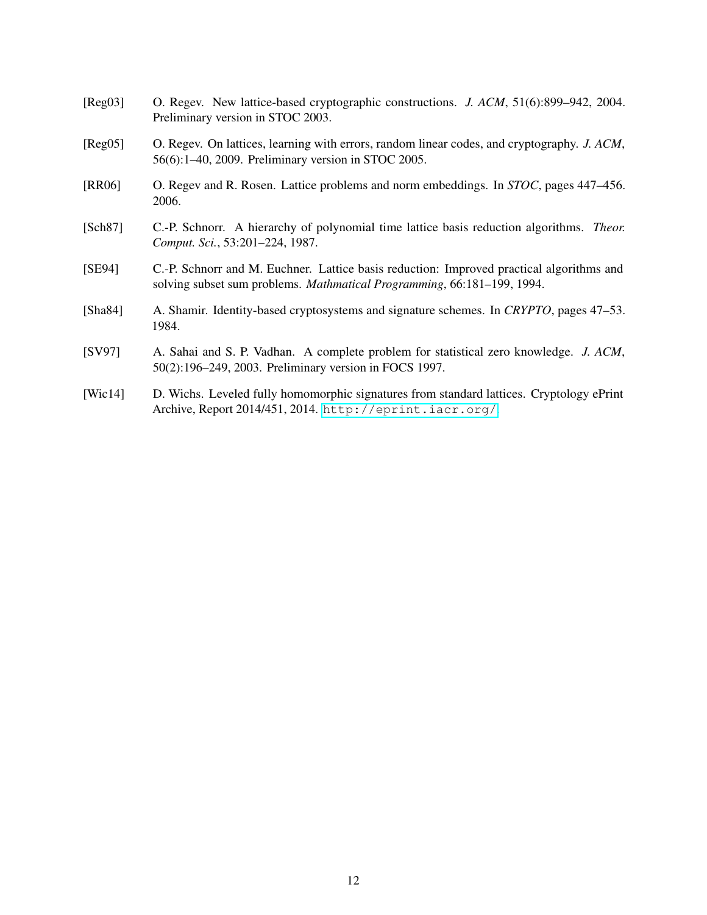[Reg03] O. Regev. New lattice-based cryptographic constructions. *J. ACM*, 51(6):899–942, 2004. Preliminary version in STOC 2003.

[Reg05] O. Regev. On lattices, learning with errors, random linear codes, and cryptography. *J. ACM*, 56(6):1–40, 2009. Preliminary version in STOC 2005.

[RR06] O. Regev and R. Rosen. Lattice problems and norm embeddings. In *STOC*, pages 447–456. 2006.

[Sch87] C.-P. Schnorr. A hierarchy of polynomial time lattice basis reduction algorithms. *Theor. Comput. Sci.*, 53:201–224, 1987.

[SE94] C.-P. Schnorr and M. Euchner. Lattice basis reduction: Improved practical algorithms and solving subset sum problems. *Mathmatical Programming*, 66:181–199, 1994.

[Sha84] A. Shamir. Identity-based cryptosystems and signature schemes. In *CRYPTO*, pages 47–53. 1984.

[SV97] A. Sahai and S. P. Vadhan. A complete problem for statistical zero knowledge. *J. ACM*, 50(2):196–249, 2003. Preliminary version in FOCS 1997.

[Wic14] D. Wichs. Leveled fully homomorphic signatures from standard lattices. Cryptology ePrint Archive, Report 2014/451, 2014. http://eprint.iacr.org/